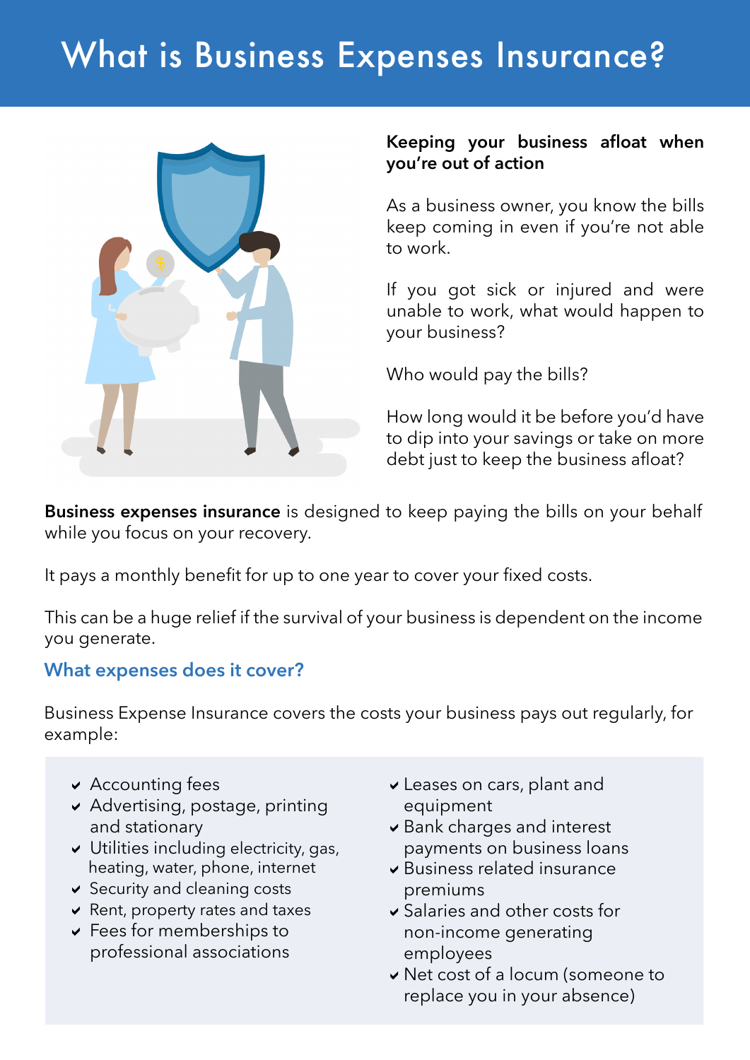# What is Business Expenses Insurance?

**Keeping your business afloat when you're out of action**

As a business owner, you know the bills keep coming in even if you're not able to work.

If you got sick or injured and were unable to work, what would happen to your business?

Who would pay the bills?

How long would it be before you'd have to dip into your savings or take on more debt just to keep the business afloat?

**Business expenses insurance** is designed to keep paying the bills on your behalf while you focus on your recovery.

It pays a monthly benefit for up to one year to cover your fixed costs.

This can be a huge relief if the survival of your business is dependent on the income you generate.

## What expenses does it cover?

Business Expense Insurance covers the costs your business pays out regularly, for example:

- Accounting fees
- Advertising, postage, printing and stationary
- Utilities including electricity, gas, heating, water, phone, internet
- Security and cleaning costs
- Rent, property rates and taxes
- Fees for memberships to professional associations
- Leases on cars, plant and equipment
- Bank charges and interest payments on business loans
- Business related insurance premiums
- Salaries and other costs for non-income generating employees
- Net cost of a locum (someone to replace you in your absence)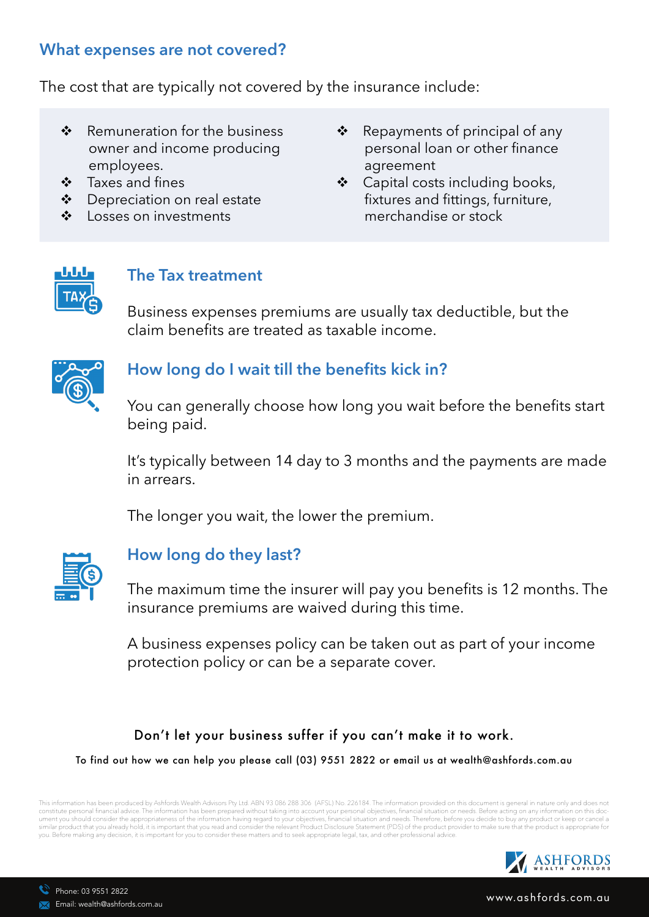## What expenses are not covered?

The cost that are typically not covered by the insurance include:

- Remuneration for the business owner and income producing employees.
- Taxes and fines
- Depreciation on real estate
- Losses on investments
- Repayments of principal of any personal loan or other finance agreement
- Capital costs including books, fixtures and fittings, furniture, merchandise or stock

## The Tax treatment

Business expenses premiums are usually tax deductible, but the claim benefits are treated as taxable income.

## How long do I wait till the benefits kick in?

You can generally choose how long you wait before the benefits start being paid.

It's typically between 14 day to 3 months and the payments are made in arrears.

The longer you wait, the lower the premium.

## How long do they last?

The maximum time the insurer will pay you benefits is 12 months. The insurance premiums are waived during this time.

A business expenses policy can be taken out as part of your income protection policy or can be a separate cover.

**Don't let your business suffer if you can't make it to work.**

To find out how we can help you please call (03) 9551 2822 or email us at wealth@ashfords.com.au

This information has been produced by Ashfords Wealth Advisors Pty Ltd. ABN 93 086 288 306 (AFSL) No. 226184. The information provided on this document is general in nature only and does not constitute personal financial advice. The information has been prepared without taking into account your personal objectives, financial situation or needs. Before acting on any information on this document you should consider the appropriateness of the information having regard to your objectives, financial situation and needs. Therefore, before you decide to buy any product or keep or cancel a similar product that you already hold, it is important that you read and consider the relevant Product Disclosure Statement (PDS) of the product provider to make sure that the product is appropriate for you. Before making any decision, it is important for you to consider these matters and to seek appropriate legal, tax, and other professional advice.

ASHFORDS WEALTH ADVISORS

Phone: 03 9551 2822

Email: wealth@ashfords.com.au

www.ashfords.com.au